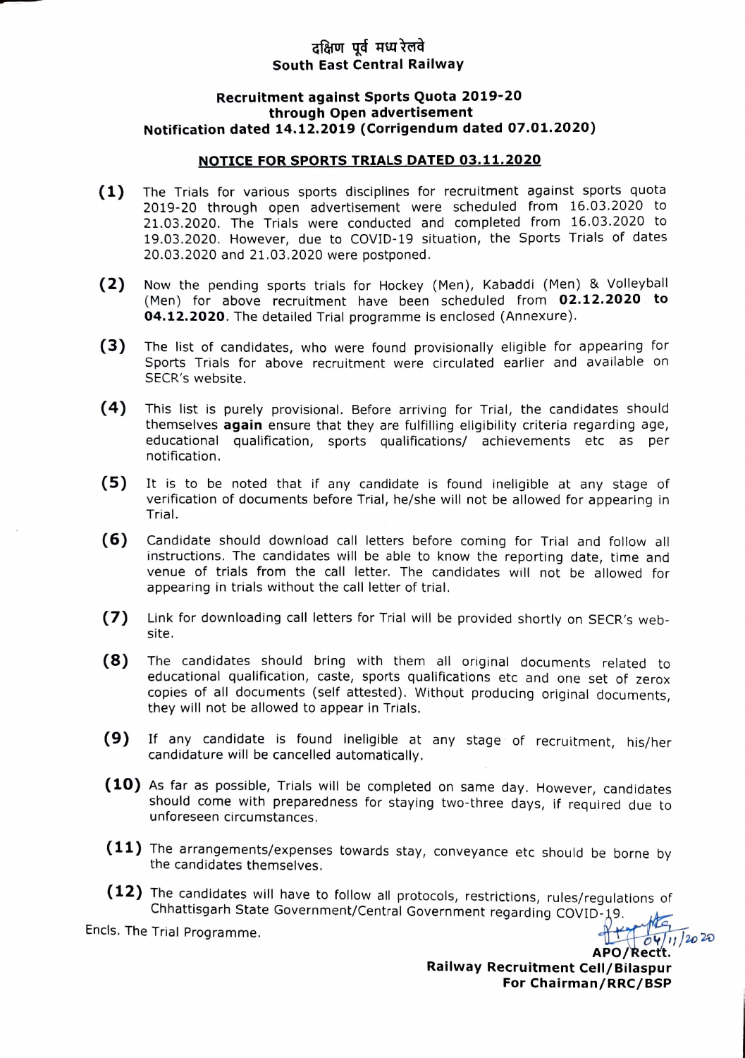# दक्षिण पूर्व मध्य रेलवे
# South East Central Railway

**Recruitment against Sports Quota 2019-20**
**through Open advertisement**
**Notification dated 14.12.2019 (Corrigendum dated 07.01.2020)**

## NOTICE FOR SPORTS TRIALS DATED 03.11.2020

**(1)** The Trials for various sports disciplines for recruitment against sports quota 2019-20 through open advertisement were scheduled from 16.03.2020 to 21.03.2020. The Trials were conducted and completed from 16.03.2020 to 19.03.2020. However, due to COVID-19 situation, the Sports Trials of dates 20.03.2020 and 21.03.2020 were postponed.

**(2)** Now the pending sports trials for Hockey (Men), Kabaddi (Men) & Volleyball (Men) for above recruitment have been scheduled from **02.12.2020 to 04.12.2020**. The detailed Trial programme is enclosed (Annexure).

**(3)** The list of candidates, who were found provisionally eligible for appearing for Sports Trials for above recruitment were circulated earlier and available on SECR's website.

**(4)** This list is purely provisional. Before arriving for Trial, the candidates should themselves **again** ensure that they are fulfilling eligibility criteria regarding age, educational qualification, sports qualifications/ achievements etc as per notification.

**(5)** It is to be noted that if any candidate is found ineligible at any stage of verification of documents before Trial, he/she will not be allowed for appearing in Trial.

**(6)** Candidate should download call letters before coming for Trial and follow all instructions. The candidates will be able to know the reporting date, time and venue of trials from the call letter. The candidates will not be allowed for appearing in trials without the call letter of trial.

**(7)** Link for downloading call letters for Trial will be provided shortly on SECR's web-site.

**(8)** The candidates should bring with them all original documents related to educational qualification, caste, sports qualifications etc and one set of zerox copies of all documents (self attested). Without producing original documents, they will not be allowed to appear in Trials.

**(9)** If any candidate is found ineligible at any stage of recruitment, his/her candidature will be cancelled automatically.

**(10)** As far as possible, Trials will be completed on same day. However, candidates should come with preparedness for staying two-three days, if required due to unforeseen circumstances.

**(11)** The arrangements/expenses towards stay, conveyance etc should be borne by the candidates themselves.

**(12)** The candidates will have to follow all protocols, restrictions, rules/regulations of Chhattisgarh State Government/Central Government regarding COVID-19.

Encls. The Trial Programme.

04/11/2020

**APO/Rectt.**
**Railway Recruitment Cell/Bilaspur**
**For Chairman/RRC/BSP**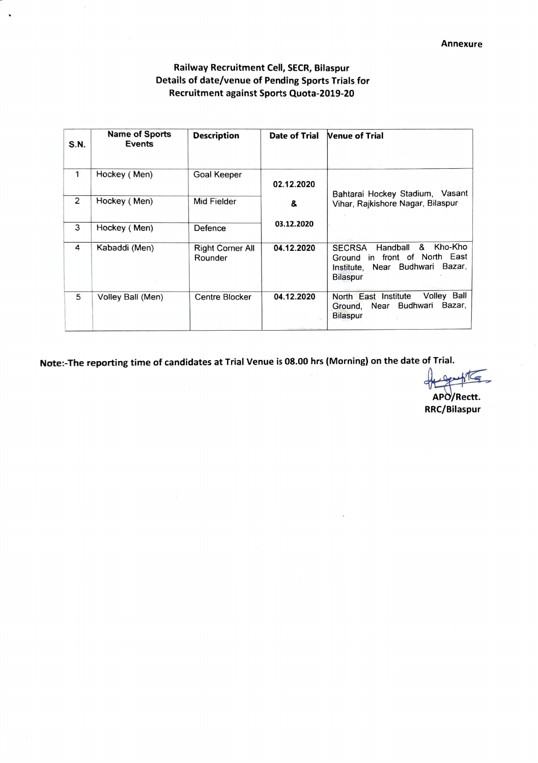Annexure

**Railway Recruitment Cell, SECR, Bilaspur**
**Details of date/venue of Pending Sports Trials for Recruitment against Sports Quota-2019-20**

| S.N. | Name of Sports Events | Description | Date of Trial | Venue of Trial |
|---|---|---|---|---|
| 1 | Hockey ( Men) | Goal Keeper | 02.12.2020 & 03.12.2020 | Bahtarai Hockey Stadium, Vasant Vihar, Rajkishore Nagar, Bilaspur |
| 2 | Hockey ( Men) | Mid Fielder | | |
| 3 | Hockey ( Men) | Defence | | |
| 4 | Kabaddi (Men) | Right Corner All Rounder | 04.12.2020 | SECRSA Handball & Kho-Kho Ground in front of North East Institute, Near Budhwari Bazar, Bilaspur |
| 5 | Volley Ball (Men) | Centre Blocker | 04.12.2020 | North East Institute Volley Ball Ground, Near Budhwari Bazar, Bilaspur |

**Note:-The reporting time of candidates at Trial Venue is 08.00 hrs (Morning) on the date of Trial.**

**APO/Rectt.**
**RRC/Bilaspur**